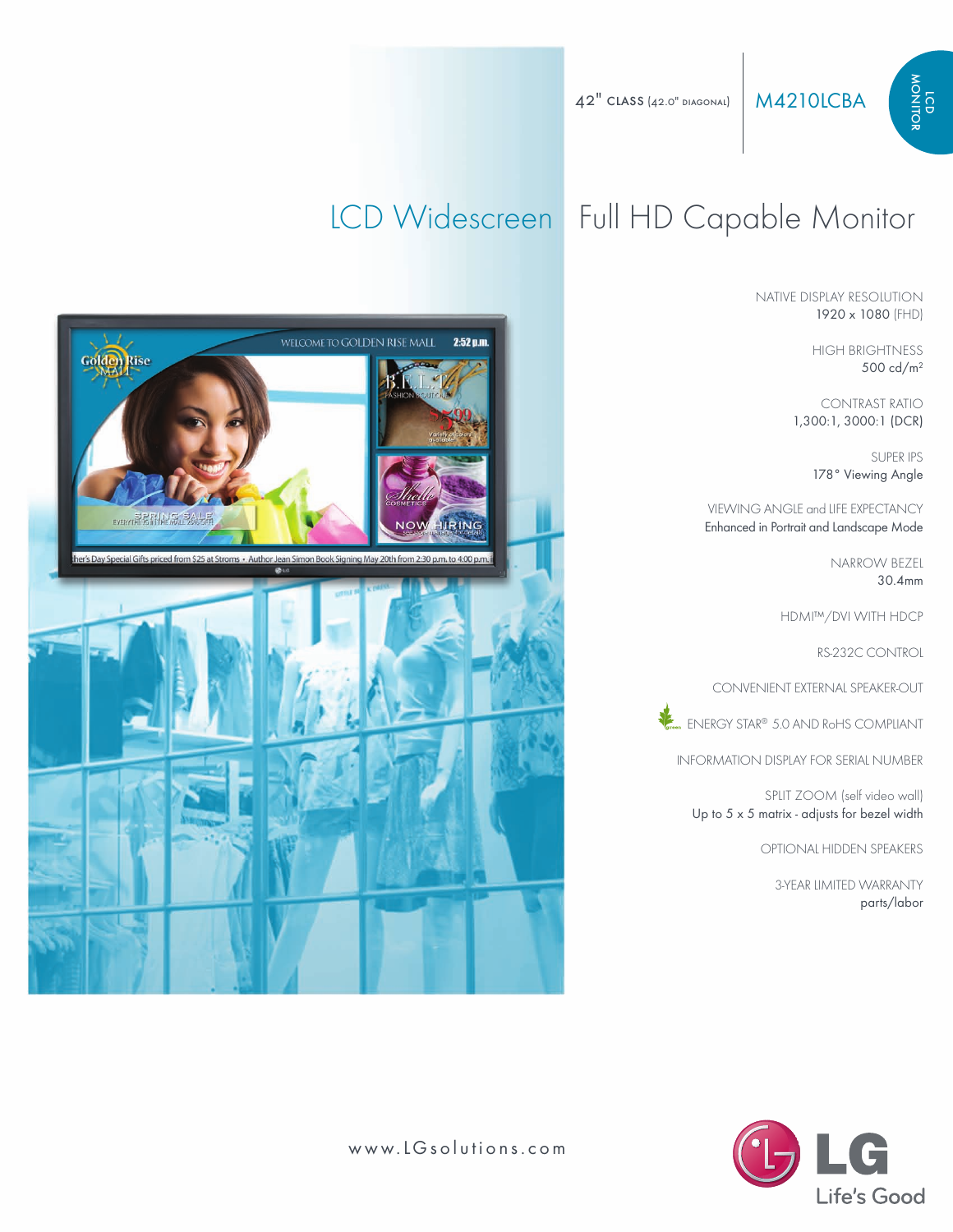42" CLASS (42.0" DIAGONAL) | M4210LCBA

LCD MONITOR

# LCD Widescreen Full HD Capable Monitor

NATIVE DISPLAY RESOLUTION
1920 x 1080 (FHD)

HIGH BRIGHTNESS
500 cd/m²

CONTRAST RATIO
1,300:1, 3000:1 (DCR)

SUPER IPS
178° Viewing Angle

VIEWING ANGLE and LIFE EXPECTANCY
Enhanced in Portrait and Landscape Mode

NARROW BEZEL
30.4mm

HDMI™/DVI WITH HDCP

RS-232C CONTROL

CONVENIENT EXTERNAL SPEAKER-OUT

ENERGY STAR® 5.0 AND RoHS COMPLIANT

INFORMATION DISPLAY FOR SERIAL NUMBER

SPLIT ZOOM (self video wall)
Up to 5 x 5 matrix - adjusts for bezel width

OPTIONAL HIDDEN SPEAKERS

3-YEAR LIMITED WARRANTY
parts/labor

www.LGsolutions.com

LG Life's Good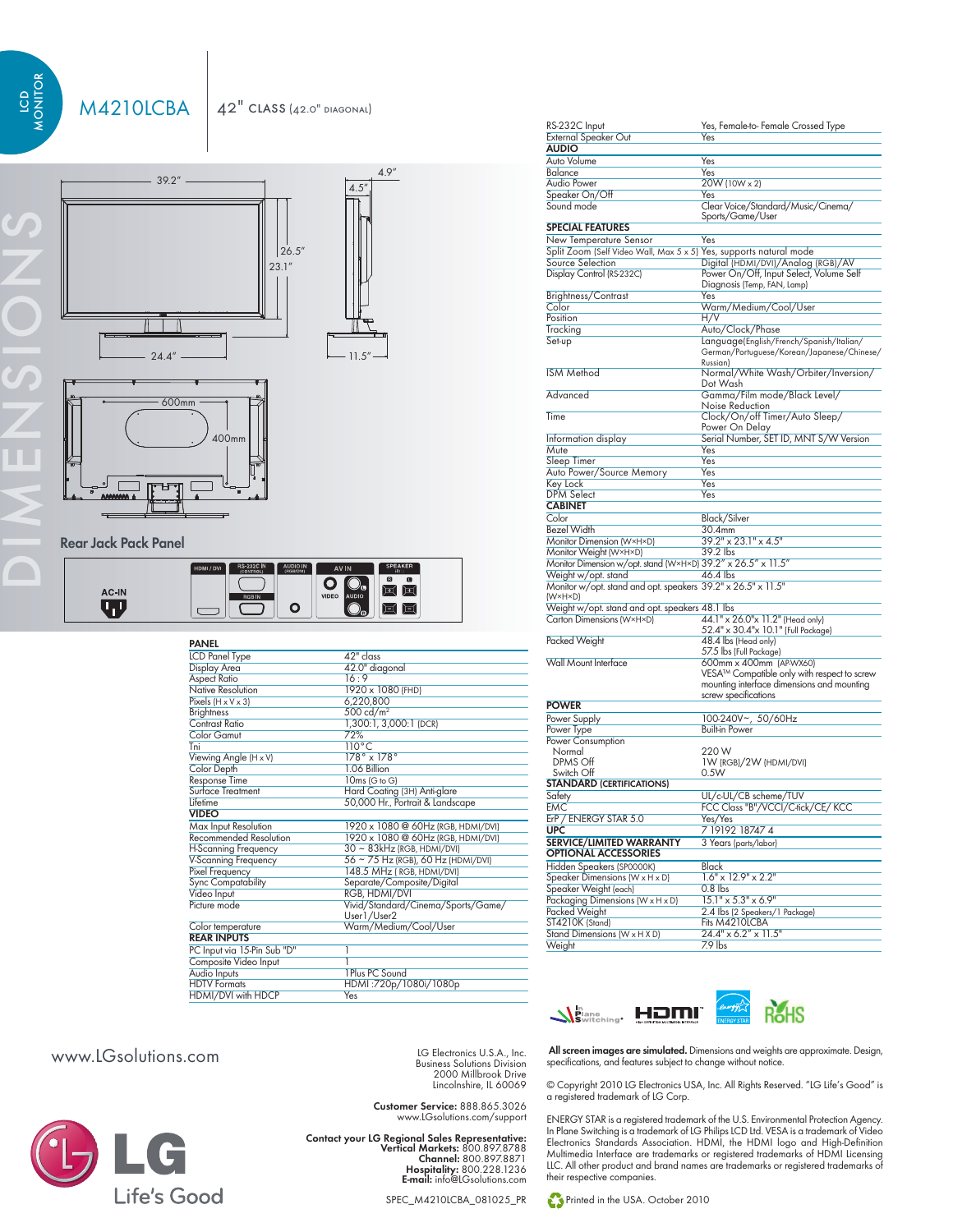LCD MONITOR

# M4210LCBA

42" CLASS (42.0" DIAGONAL)

## DIMENSIONS

39.2"

4.5"

4.9"

26.5"

23.1"

24.4"

11.5"

600mm

400mm

### Rear Jack Pack Panel

AC-IN

HDMI / DVI

RS-232C IN (CONTROL)

RGB IN

AUDIO IN (RGB/DVI)

AV IN

VIDEO

AUDIO

SPEAKER

### PANEL

| | |
|---|---|
| LCD Panel Type | 42" class |
| Display Area | 42.0" diagonal |
| Aspect Ratio | 16 : 9 |
| Native Resolution | 1920 x 1080 (FHD) |
| Pixels (H x V x 3) | 6,220,800 |
| Brightness | 500 cd/m² |
| Contrast Ratio | 1,300:1, 3,000:1 (DCR) |
| Color Gamut | 72% |
| Tni | 110°C |
| Viewing Angle (H x V) | 178° x 178° |
| Color Depth | 1.06 Billion |
| Response Time | 10ms (G to G) |
| Surface Treatment | Hard Coating (3H) Anti-glare |
| Lifetime | 50,000 Hr., Portrait & Landscape |

### VIDEO

| | |
|---|---|
| Max Input Resolution | 1920 x 1080 @ 60Hz (RGB, HDMI/DVI) |
| Recommended Resolution | 1920 x 1080 @ 60Hz (RGB, HDMI/DVI) |
| H-Scanning Frequency | 30 ~ 83kHz (RGB, HDMI/DVI) |
| V-Scanning Frequency | 56 ~ 75 Hz (RGB), 60 Hz (HDMI/DVI) |
| Pixel Frequency | 148.5 MHz ( RGB, HDMI/DVI) |
| Sync Compatability | Separate/Composite/Digital |
| Video Input | RGB, HDMI/DVI |
| Picture mode | Vivid/Standard/Cinema/Sports/Game/ User1/User2 |
| Color temperature | Warm/Medium/Cool/User |

### REAR INPUTS

| | |
|---|---|
| PC Input via 15-Pin Sub "D" | 1 |
| Composite Video Input | 1 |
| Audio Inputs | 1Plus PC Sound |
| HDTV Formats | HDMI :720p/1080i/1080p |
| HDMI/DVI with HDCP | Yes |
| RS-232C Input | Yes, Female-to- Female Crossed Type |
| External Speaker Out | Yes |

### AUDIO

| | |
|---|---|
| Auto Volume | Yes |
| Balance | Yes |
| Audio Power | 20W (10W x 2) |
| Speaker On/Off | Yes |
| Sound mode | Clear Voice/Standard/Music/Cinema/ Sports/Game/User |

### SPECIAL FEATURES

| | |
|---|---|
| New Temperature Sensor | Yes |
| Split Zoom (Self Video Wall, Max 5 x 5) | Yes, supports natural mode |
| Source Selection | Digital (HDMI/DVI)/Analog (RGB)/AV |
| Display Control (RS-232C) | Power On/Off, Input Select, Volume Self Diagnosis (Temp, FAN, Lamp) |
| Brightness/Contrast | Yes |
| Color | Warm/Medium/Cool/User |
| Position | H/V |
| Tracking | Auto/Clock/Phase |
| Set-up | Language(English/French/Spanish/Italian/ German/Portuguese/Korean/Japanese/Chinese/ Russian) |
| ISM Method | Normal/White Wash/Orbiter/Inversion/ Dot Wash |
| Advanced | Gamma/Film mode/Black Level/ Noise Reduction |
| Time | Clock/On/off Timer/Auto Sleep/ Power On Delay |
| Information display | Serial Number, SET ID, MNT S/W Version |
| Mute | Yes |
| Sleep Timer | Yes |
| Auto Power/Source Memory | Yes |
| Key Lock | Yes |
| DPM Select | Yes |

### CABINET

| | |
|---|---|
| Color | Black/Silver |
| Bezel Width | 30.4mm |
| Monitor Dimension (W×H×D) | 39.2" x 23.1" x 4.5" |
| Monitor Weight (W×H×D) | 39.2 lbs |
| Monitor Dimension w/opt. stand (W×H×D) | 39.2" x 26.5" x 11.5" |
| Weight w/opt. stand | 46.4 lbs |
| Monitor w/opt. stand and opt. speakers (W×H×D) | 39.2" x 26.5" x 11.5" |
| Weight w/opt. stand and opt. speakers | 48.1 lbs |
| Carton Dimensions (W×H×D) | 44.1" x 26.0"x 11.2" (Head only) 52.4" x 30.4"x 10.1" (Full Package) |
| Packed Weight | 48.4 lbs (Head only) 57.5 lbs (Full Package) |
| Wall Mount Interface | 600mm x 400mm (AP-WX60) VESA™ Compatible only with respect to screw mounting interface dimensions and mounting screw specifications |

### POWER

| | |
|---|---|
| Power Supply | 100-240V~, 50/60Hz |
| Power Type | Built-in Power |
| Power Consumption | |
| Normal | 220 W |
| DPMS Off | 1W (RGB)/2W (HDMI/DVI) |
| Switch Off | 0.5W |

### STANDARD (CERTIFICATIONS)

| | |
|---|---|
| Safety | UL/c-UL/CB scheme/TUV |
| EMC | FCC Class "B"/VCCI/C-tick/CE/ KCC |
| ErP / ENERGY STAR 5.0 | Yes/Yes |

| | |
|---|---|
| **UPC** | 7 19192 18747 4 |
| **SERVICE/LIMITED WARRANTY** | 3 Years (parts/labor) |

### OPTIONAL ACCESSORIES

| | |
|---|---|
| Hidden Speakers (SP0000K) | Black |
| Speaker Dimensions (W x H x D) | 1.6" x 12.9" x 2.2" |
| Speaker Weight (each) | 0.8 lbs |
| Packaging Dimensions (W x H x D) | 15.1" x 5.3" x 6.9" |
| Packed Weight | 2.4 lbs (2 Speakers/1 Package) |
| ST4210K (Stand) | Fits M4210LCBA |
| Stand Dimensions (W x H X D) | 24.4" x 6.2" x 11.5" |
| Weight | 7.9 lbs |

www.LGsolutions.com

LG Electronics U.S.A., Inc.
Business Solutions Division
2000 Millbrook Drive
Lincolnshire, IL 60069

**Customer Service:** 888.865.3026
www.LGsolutions.com/support

**Contact your LG Regional Sales Representative:**
**Vertical Markets:** 800.897.8788
**Channel:** 800.897.8871
**Hospitality:** 800.228.1236
**E-mail:** info@LGsolutions.com

SPEC_M4210LCBA_081025_PR

**All screen images are simulated.** Dimensions and weights are approximate. Design, specifications, and features subject to change without notice.

© Copyright 2010 LG Electronics USA, Inc. All Rights Reserved. "LG Life's Good" is a registered trademark of LG Corp.

ENERGY STAR is a registered trademark of the U.S. Environmental Protection Agency. In Plane Switching is a trademark of LG Philips LCD Ltd. VESA is a trademark of Video Electronics Standards Association. HDMI, the HDMI logo and High-Definition Multimedia Interface are trademarks or registered trademarks of HDMI Licensing LLC. All other product and brand names are trademarks or registered trademarks of their respective companies.

Printed in the USA. October 2010

LG Life's Good